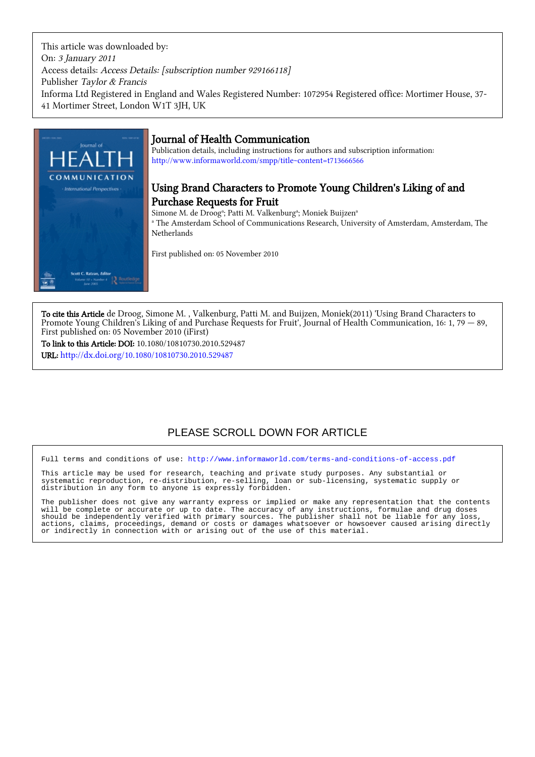This article was downloaded by:
On: *3 January 2011*
Access details: *Access Details: [subscription number 929166118]*
Publisher *Taylor & Francis*
Informa Ltd Registered in England and Wales Registered Number: 1072954 Registered office: Mortimer House, 37-41 Mortimer Street, London W1T 3JH, UK

# Journal of Health Communication

Publication details, including instructions for authors and subscription information:
http://www.informaworld.com/smpp/title~content=t713666566

## Using Brand Characters to Promote Young Children's Liking of and Purchase Requests for Fruit

Simone M. de Droog[a]; Patti M. Valkenburg[a]; Moniek Buijzen[a]

[a] The Amsterdam School of Communications Research, University of Amsterdam, Amsterdam, The Netherlands

First published on: 05 November 2010

**To cite this Article** de Droog, Simone M. , Valkenburg, Patti M. and Buijzen, Moniek(2011) 'Using Brand Characters to Promote Young Children's Liking of and Purchase Requests for Fruit', Journal of Health Communication, 16: 1, 79 — 89, First published on: 05 November 2010 (iFirst)

**To link to this Article: DOI:** 10.1080/10810730.2010.529487

**URL:** http://dx.doi.org/10.1080/10810730.2010.529487

PLEASE SCROLL DOWN FOR ARTICLE

Full terms and conditions of use: http://www.informaworld.com/terms-and-conditions-of-access.pdf

This article may be used for research, teaching and private study purposes. Any substantial or systematic reproduction, re-distribution, re-selling, loan or sub-licensing, systematic supply or distribution in any form to anyone is expressly forbidden.

The publisher does not give any warranty express or implied or make any representation that the contents will be complete or accurate or up to date. The accuracy of any instructions, formulae and drug doses should be independently verified with primary sources. The publisher shall not be liable for any loss, actions, claims, proceedings, demand or costs or damages whatsoever or howsoever caused arising directly or indirectly in connection with or arising out of the use of this material.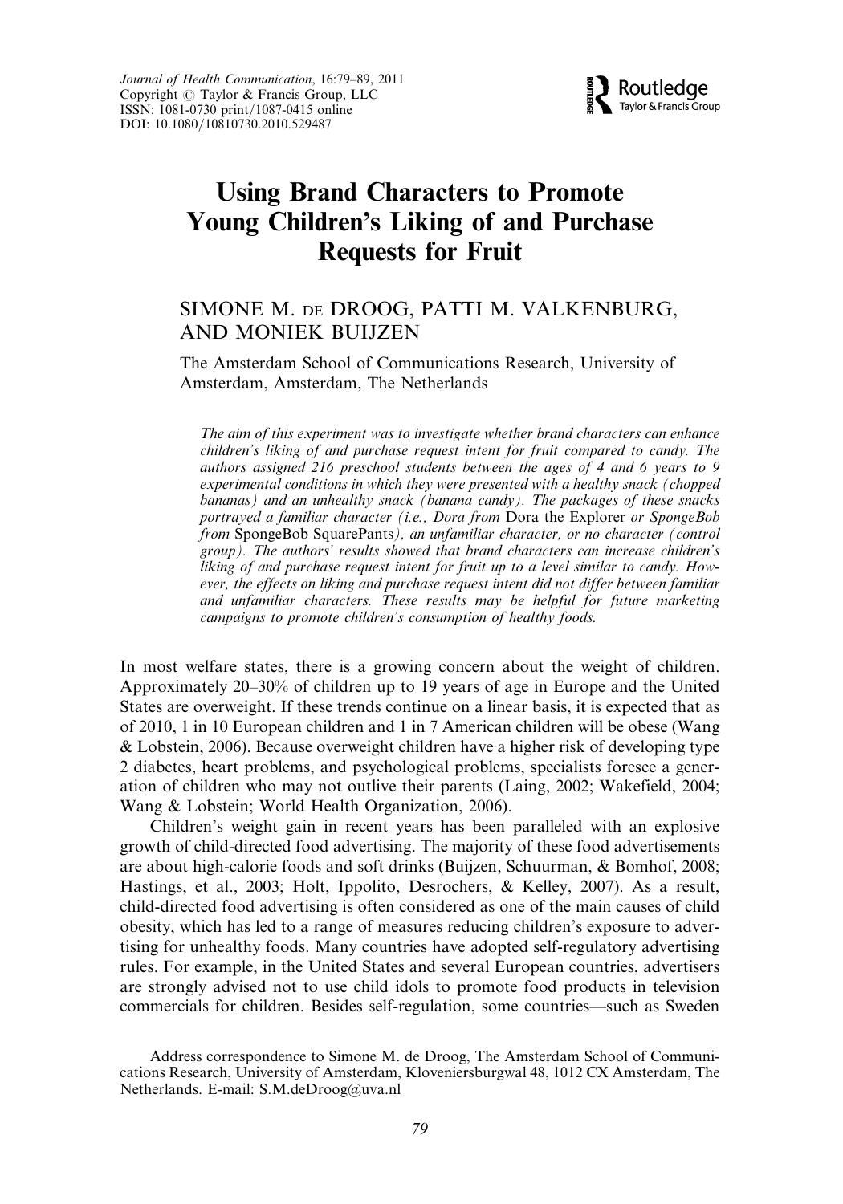# Using Brand Characters to Promote Young Children's Liking of and Purchase Requests for Fruit

SIMONE M. DE DROOG, PATTI M. VALKENBURG, AND MONIEK BUIJZEN

The Amsterdam School of Communications Research, University of Amsterdam, Amsterdam, The Netherlands

*The aim of this experiment was to investigate whether brand characters can enhance children's liking of and purchase request intent for fruit compared to candy. The authors assigned 216 preschool students between the ages of 4 and 6 years to 9 experimental conditions in which they were presented with a healthy snack (chopped bananas) and an unhealthy snack (banana candy). The packages of these snacks portrayed a familiar character (i.e., Dora from* Dora the Explorer *or SpongeBob from* SpongeBob SquarePants*), an unfamiliar character, or no character (control group). The authors' results showed that brand characters can increase children's liking of and purchase request intent for fruit up to a level similar to candy. However, the effects on liking and purchase request intent did not differ between familiar and unfamiliar characters. These results may be helpful for future marketing campaigns to promote children's consumption of healthy foods.*

In most welfare states, there is a growing concern about the weight of children. Approximately 20–30% of children up to 19 years of age in Europe and the United States are overweight. If these trends continue on a linear basis, it is expected that as of 2010, 1 in 10 European children and 1 in 7 American children will be obese (Wang & Lobstein, 2006). Because overweight children have a higher risk of developing type 2 diabetes, heart problems, and psychological problems, specialists foresee a generation of children who may not outlive their parents (Laing, 2002; Wakefield, 2004; Wang & Lobstein; World Health Organization, 2006).

Children's weight gain in recent years has been paralleled with an explosive growth of child-directed food advertising. The majority of these food advertisements are about high-calorie foods and soft drinks (Buijzen, Schuurman, & Bomhof, 2008; Hastings, et al., 2003; Holt, Ippolito, Desrochers, & Kelley, 2007). As a result, child-directed food advertising is often considered as one of the main causes of child obesity, which has led to a range of measures reducing children's exposure to advertising for unhealthy foods. Many countries have adopted self-regulatory advertising rules. For example, in the United States and several European countries, advertisers are strongly advised not to use child idols to promote food products in television commercials for children. Besides self-regulation, some countries—such as Sweden

Address correspondence to Simone M. de Droog, The Amsterdam School of Communications Research, University of Amsterdam, Kloveniersburgwal 48, 1012 CX Amsterdam, The Netherlands. E-mail: S.M.deDroog@uva.nl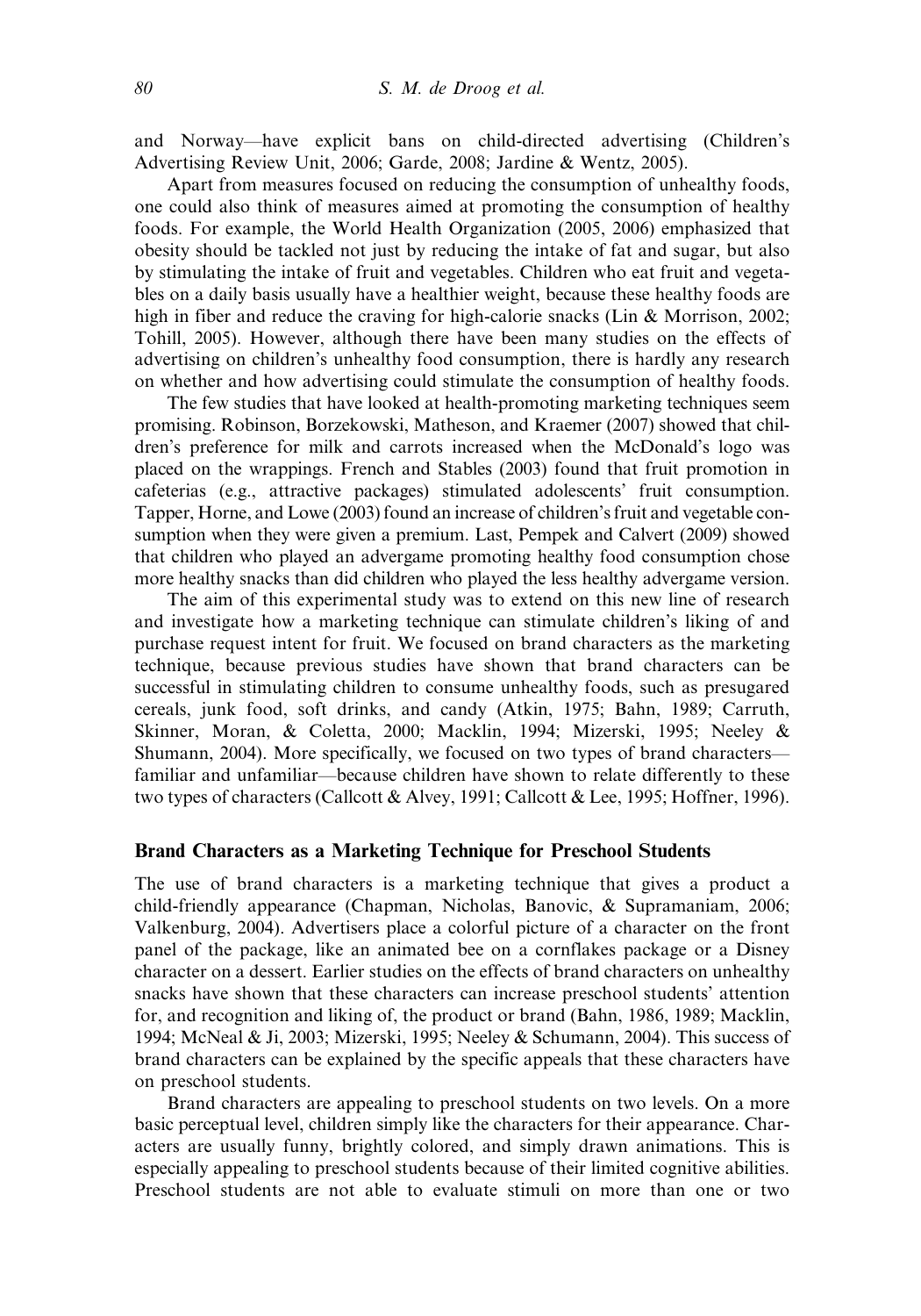and Norway—have explicit bans on child-directed advertising (Children's Advertising Review Unit, 2006; Garde, 2008; Jardine & Wentz, 2005).

Apart from measures focused on reducing the consumption of unhealthy foods, one could also think of measures aimed at promoting the consumption of healthy foods. For example, the World Health Organization (2005, 2006) emphasized that obesity should be tackled not just by reducing the intake of fat and sugar, but also by stimulating the intake of fruit and vegetables. Children who eat fruit and vegetables on a daily basis usually have a healthier weight, because these healthy foods are high in fiber and reduce the craving for high-calorie snacks (Lin & Morrison, 2002; Tohill, 2005). However, although there have been many studies on the effects of advertising on children's unhealthy food consumption, there is hardly any research on whether and how advertising could stimulate the consumption of healthy foods.

The few studies that have looked at health-promoting marketing techniques seem promising. Robinson, Borzekowski, Matheson, and Kraemer (2007) showed that children's preference for milk and carrots increased when the McDonald's logo was placed on the wrappings. French and Stables (2003) found that fruit promotion in cafeterias (e.g., attractive packages) stimulated adolescents' fruit consumption. Tapper, Horne, and Lowe (2003) found an increase of children's fruit and vegetable consumption when they were given a premium. Last, Pempek and Calvert (2009) showed that children who played an advergame promoting healthy food consumption chose more healthy snacks than did children who played the less healthy advergame version.

The aim of this experimental study was to extend on this new line of research and investigate how a marketing technique can stimulate children's liking of and purchase request intent for fruit. We focused on brand characters as the marketing technique, because previous studies have shown that brand characters can be successful in stimulating children to consume unhealthy foods, such as presugared cereals, junk food, soft drinks, and candy (Atkin, 1975; Bahn, 1989; Carruth, Skinner, Moran, & Coletta, 2000; Macklin, 1994; Mizerski, 1995; Neeley & Shumann, 2004). More specifically, we focused on two types of brand characters—familiar and unfamiliar—because children have shown to relate differently to these two types of characters (Callcott & Alvey, 1991; Callcott & Lee, 1995; Hoffner, 1996).

## Brand Characters as a Marketing Technique for Preschool Students

The use of brand characters is a marketing technique that gives a product a child-friendly appearance (Chapman, Nicholas, Banovic, & Supramaniam, 2006; Valkenburg, 2004). Advertisers place a colorful picture of a character on the front panel of the package, like an animated bee on a cornflakes package or a Disney character on a dessert. Earlier studies on the effects of brand characters on unhealthy snacks have shown that these characters can increase preschool students' attention for, and recognition and liking of, the product or brand (Bahn, 1986, 1989; Macklin, 1994; McNeal & Ji, 2003; Mizerski, 1995; Neeley & Schumann, 2004). This success of brand characters can be explained by the specific appeals that these characters have on preschool students.

Brand characters are appealing to preschool students on two levels. On a more basic perceptual level, children simply like the characters for their appearance. Characters are usually funny, brightly colored, and simply drawn animations. This is especially appealing to preschool students because of their limited cognitive abilities. Preschool students are not able to evaluate stimuli on more than one or two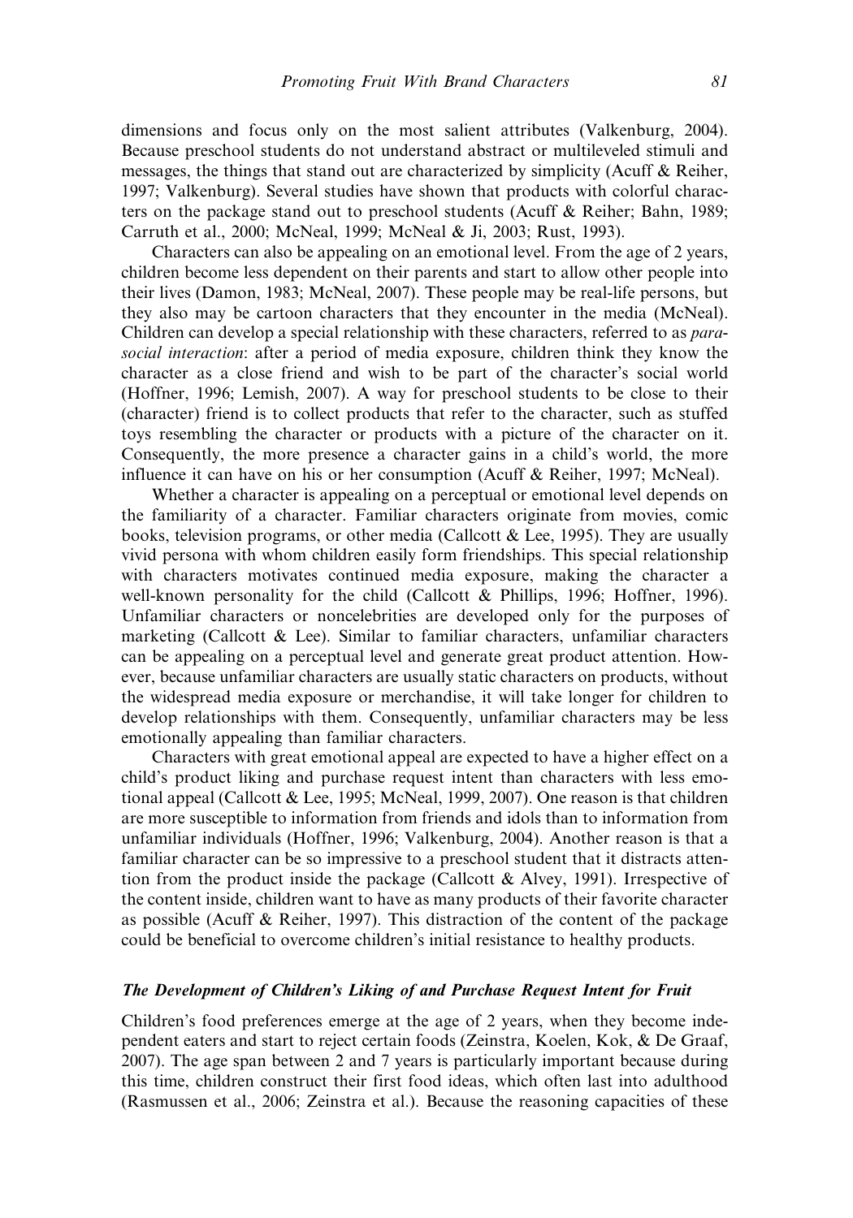dimensions and focus only on the most salient attributes (Valkenburg, 2004). Because preschool students do not understand abstract or multileveled stimuli and messages, the things that stand out are characterized by simplicity (Acuff & Reiher, 1997; Valkenburg). Several studies have shown that products with colorful characters on the package stand out to preschool students (Acuff & Reiher; Bahn, 1989; Carruth et al., 2000; McNeal, 1999; McNeal & Ji, 2003; Rust, 1993).

Characters can also be appealing on an emotional level. From the age of 2 years, children become less dependent on their parents and start to allow other people into their lives (Damon, 1983; McNeal, 2007). These people may be real-life persons, but they also may be cartoon characters that they encounter in the media (McNeal). Children can develop a special relationship with these characters, referred to as *parasocial interaction*: after a period of media exposure, children think they know the character as a close friend and wish to be part of the character's social world (Hoffner, 1996; Lemish, 2007). A way for preschool students to be close to their (character) friend is to collect products that refer to the character, such as stuffed toys resembling the character or products with a picture of the character on it. Consequently, the more presence a character gains in a child's world, the more influence it can have on his or her consumption (Acuff & Reiher, 1997; McNeal).

Whether a character is appealing on a perceptual or emotional level depends on the familiarity of a character. Familiar characters originate from movies, comic books, television programs, or other media (Callcott & Lee, 1995). They are usually vivid persona with whom children easily form friendships. This special relationship with characters motivates continued media exposure, making the character a well-known personality for the child (Callcott & Phillips, 1996; Hoffner, 1996). Unfamiliar characters or noncelebrities are developed only for the purposes of marketing (Callcott & Lee). Similar to familiar characters, unfamiliar characters can be appealing on a perceptual level and generate great product attention. However, because unfamiliar characters are usually static characters on products, without the widespread media exposure or merchandise, it will take longer for children to develop relationships with them. Consequently, unfamiliar characters may be less emotionally appealing than familiar characters.

Characters with great emotional appeal are expected to have a higher effect on a child's product liking and purchase request intent than characters with less emotional appeal (Callcott & Lee, 1995; McNeal, 1999, 2007). One reason is that children are more susceptible to information from friends and idols than to information from unfamiliar individuals (Hoffner, 1996; Valkenburg, 2004). Another reason is that a familiar character can be so impressive to a preschool student that it distracts attention from the product inside the package (Callcott & Alvey, 1991). Irrespective of the content inside, children want to have as many products of their favorite character as possible (Acuff & Reiher, 1997). This distraction of the content of the package could be beneficial to overcome children's initial resistance to healthy products.

### *The Development of Children's Liking of and Purchase Request Intent for Fruit*

Children's food preferences emerge at the age of 2 years, when they become independent eaters and start to reject certain foods (Zeinstra, Koelen, Kok, & De Graaf, 2007). The age span between 2 and 7 years is particularly important because during this time, children construct their first food ideas, which often last into adulthood (Rasmussen et al., 2006; Zeinstra et al.). Because the reasoning capacities of these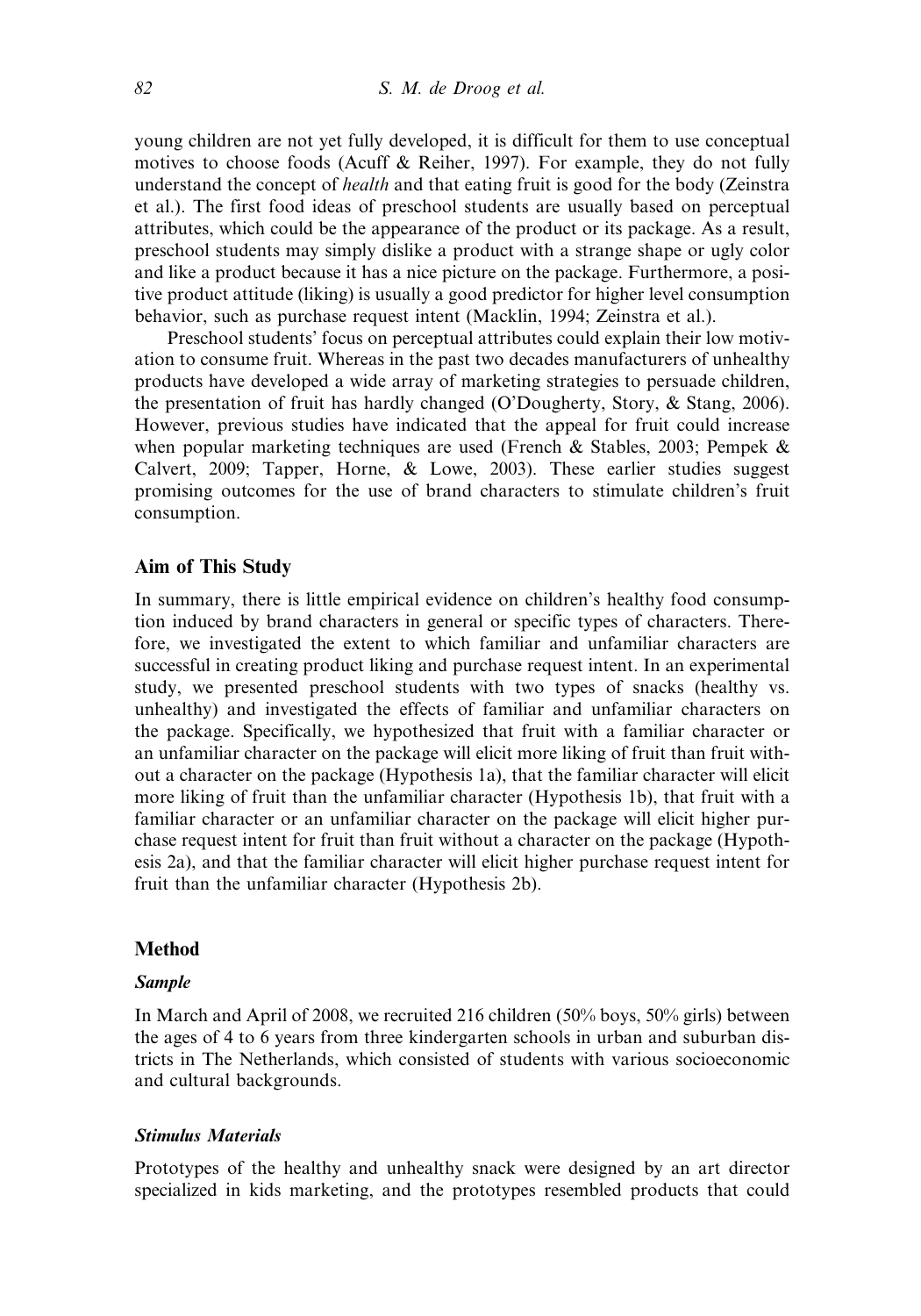young children are not yet fully developed, it is difficult for them to use conceptual motives to choose foods (Acuff & Reiher, 1997). For example, they do not fully understand the concept of *health* and that eating fruit is good for the body (Zeinstra et al.). The first food ideas of preschool students are usually based on perceptual attributes, which could be the appearance of the product or its package. As a result, preschool students may simply dislike a product with a strange shape or ugly color and like a product because it has a nice picture on the package. Furthermore, a positive product attitude (liking) is usually a good predictor for higher level consumption behavior, such as purchase request intent (Macklin, 1994; Zeinstra et al.).

Preschool students' focus on perceptual attributes could explain their low motivation to consume fruit. Whereas in the past two decades manufacturers of unhealthy products have developed a wide array of marketing strategies to persuade children, the presentation of fruit has hardly changed (O'Dougherty, Story, & Stang, 2006). However, previous studies have indicated that the appeal for fruit could increase when popular marketing techniques are used (French & Stables, 2003; Pempek & Calvert, 2009; Tapper, Horne, & Lowe, 2003). These earlier studies suggest promising outcomes for the use of brand characters to stimulate children's fruit consumption.

## Aim of This Study

In summary, there is little empirical evidence on children's healthy food consumption induced by brand characters in general or specific types of characters. Therefore, we investigated the extent to which familiar and unfamiliar characters are successful in creating product liking and purchase request intent. In an experimental study, we presented preschool students with two types of snacks (healthy vs. unhealthy) and investigated the effects of familiar and unfamiliar characters on the package. Specifically, we hypothesized that fruit with a familiar character or an unfamiliar character on the package will elicit more liking of fruit than fruit without a character on the package (Hypothesis 1a), that the familiar character will elicit more liking of fruit than the unfamiliar character (Hypothesis 1b), that fruit with a familiar character or an unfamiliar character on the package will elicit higher purchase request intent for fruit than fruit without a character on the package (Hypothesis 2a), and that the familiar character will elicit higher purchase request intent for fruit than the unfamiliar character (Hypothesis 2b).

## Method

### *Sample*

In March and April of 2008, we recruited 216 children (50% boys, 50% girls) between the ages of 4 to 6 years from three kindergarten schools in urban and suburban districts in The Netherlands, which consisted of students with various socioeconomic and cultural backgrounds.

### *Stimulus Materials*

Prototypes of the healthy and unhealthy snack were designed by an art director specialized in kids marketing, and the prototypes resembled products that could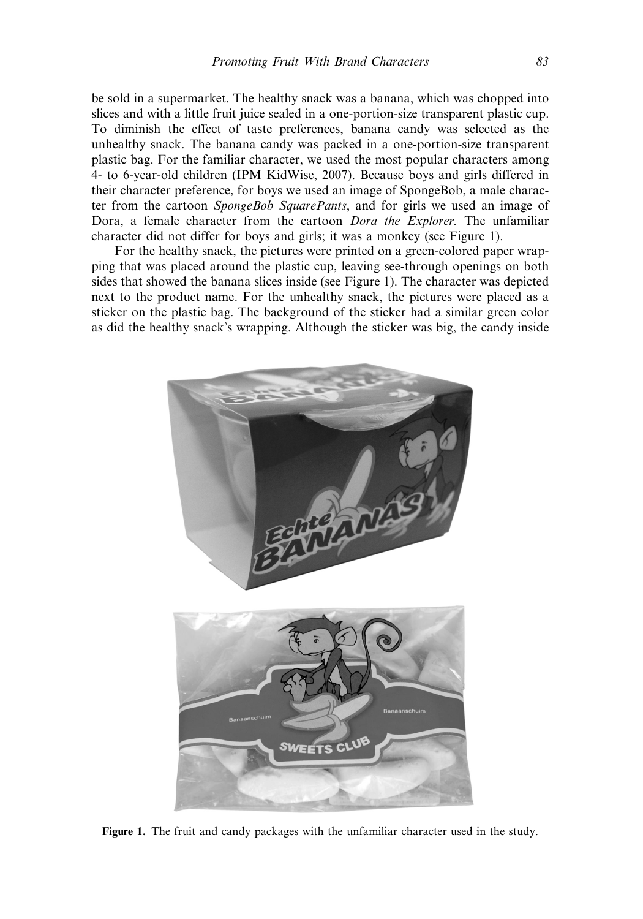be sold in a supermarket. The healthy snack was a banana, which was chopped into slices and with a little fruit juice sealed in a one-portion-size transparent plastic cup. To diminish the effect of taste preferences, banana candy was selected as the unhealthy snack. The banana candy was packed in a one-portion-size transparent plastic bag. For the familiar character, we used the most popular characters among 4- to 6-year-old children (IPM KidWise, 2007). Because boys and girls differed in their character preference, for boys we used an image of SpongeBob, a male character from the cartoon *SpongeBob SquarePants*, and for girls we used an image of Dora, a female character from the cartoon *Dora the Explorer*. The unfamiliar character did not differ for boys and girls; it was a monkey (see Figure 1).

For the healthy snack, the pictures were printed on a green-colored paper wrapping that was placed around the plastic cup, leaving see-through openings on both sides that showed the banana slices inside (see Figure 1). The character was depicted next to the product name. For the unhealthy snack, the pictures were placed as a sticker on the plastic bag. The background of the sticker had a similar green color as did the healthy snack's wrapping. Although the sticker was big, the candy inside

**Figure 1.** The fruit and candy packages with the unfamiliar character used in the study.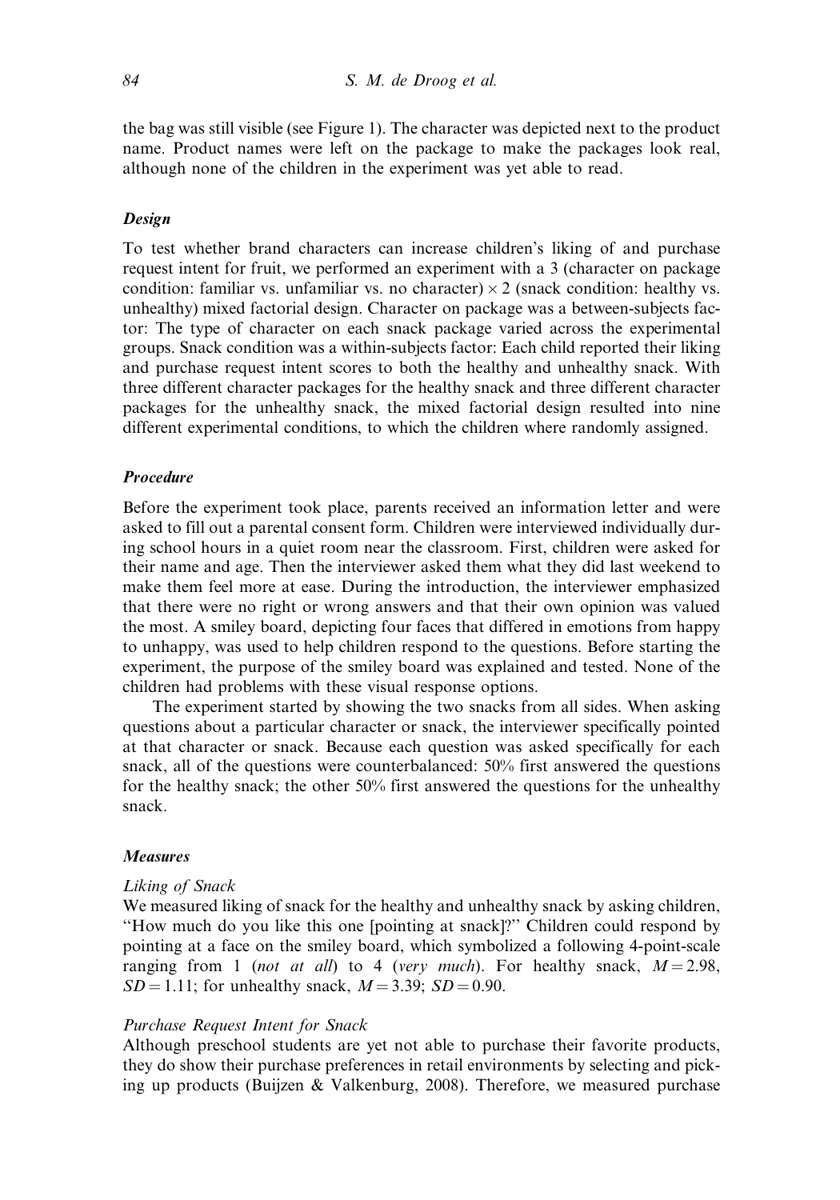the bag was still visible (see Figure 1). The character was depicted next to the product name. Product names were left on the package to make the packages look real, although none of the children in the experiment was yet able to read.

### *Design*

To test whether brand characters can increase children's liking of and purchase request intent for fruit, we performed an experiment with a 3 (character on package condition: familiar vs. unfamiliar vs. no character) $\times$ 2 (snack condition: healthy vs. unhealthy) mixed factorial design. Character on package was a between-subjects factor: The type of character on each snack package varied across the experimental groups. Snack condition was a within-subjects factor: Each child reported their liking and purchase request intent scores to both the healthy and unhealthy snack. With three different character packages for the healthy snack and three different character packages for the unhealthy snack, the mixed factorial design resulted into nine different experimental conditions, to which the children where randomly assigned.

### *Procedure*

Before the experiment took place, parents received an information letter and were asked to fill out a parental consent form. Children were interviewed individually during school hours in a quiet room near the classroom. First, children were asked for their name and age. Then the interviewer asked them what they did last weekend to make them feel more at ease. During the introduction, the interviewer emphasized that there were no right or wrong answers and that their own opinion was valued the most. A smiley board, depicting four faces that differed in emotions from happy to unhappy, was used to help children respond to the questions. Before starting the experiment, the purpose of the smiley board was explained and tested. None of the children had problems with these visual response options.

The experiment started by showing the two snacks from all sides. When asking questions about a particular character or snack, the interviewer specifically pointed at that character or snack. Because each question was asked specifically for each snack, all of the questions were counterbalanced: 50% first answered the questions for the healthy snack; the other 50% first answered the questions for the unhealthy snack.

### *Measures*

#### *Liking of Snack*

We measured liking of snack for the healthy and unhealthy snack by asking children, "How much do you like this one [pointing at snack]?" Children could respond by pointing at a face on the smiley board, which symbolized a following 4-point-scale ranging from 1 (*not at all*) to 4 (*very much*). For healthy snack, $M = 2.98$, $SD = 1.11$; for unhealthy snack, $M = 3.39$; $SD = 0.90$.

#### *Purchase Request Intent for Snack*

Although preschool students are yet not able to purchase their favorite products, they do show their purchase preferences in retail environments by selecting and picking up products (Buijzen & Valkenburg, 2008). Therefore, we measured purchase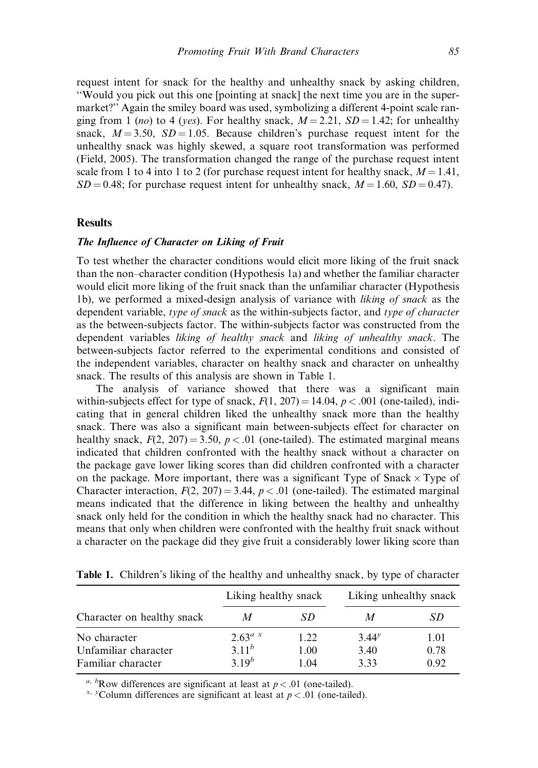request intent for snack for the healthy and unhealthy snack by asking children, "Would you pick out this one [pointing at snack] the next time you are in the supermarket?" Again the smiley board was used, symbolizing a different 4-point scale ranging from 1 (*no*) to 4 (*yes*). For healthy snack, $M = 2.21$, $SD = 1.42$; for unhealthy snack, $M = 3.50$, $SD = 1.05$. Because children's purchase request intent for the unhealthy snack was highly skewed, a square root transformation was performed (Field, 2005). The transformation changed the range of the purchase request intent scale from 1 to 4 into 1 to 2 (for purchase request intent for healthy snack, $M = 1.41$, $SD = 0.48$; for purchase request intent for unhealthy snack, $M = 1.60$, $SD = 0.47$).

## Results

### *The Influence of Character on Liking of Fruit*

To test whether the character conditions would elicit more liking of the fruit snack than the non–character condition (Hypothesis 1a) and whether the familiar character would elicit more liking of the fruit snack than the unfamiliar character (Hypothesis 1b), we performed a mixed-design analysis of variance with *liking of snack* as the dependent variable, *type of snack* as the within-subjects factor, and *type of character* as the between-subjects factor. The within-subjects factor was constructed from the dependent variables *liking of healthy snack* and *liking of unhealthy snack*. The between-subjects factor referred to the experimental conditions and consisted of the independent variables, character on healthy snack and character on unhealthy snack. The results of this analysis are shown in Table 1.

The analysis of variance showed that there was a significant main within-subjects effect for type of snack, $F(1, 207) = 14.04$, $p < .001$ (one-tailed), indicating that in general children liked the unhealthy snack more than the healthy snack. There was also a significant main between-subjects effect for character on healthy snack, $F(2, 207) = 3.50$, $p < .01$ (one-tailed). The estimated marginal means indicated that children confronted with the healthy snack without a character on the package gave lower liking scores than did children confronted with a character on the package. More important, there was a significant Type of Snack × Type of Character interaction, $F(2, 207) = 3.44$, $p < .01$ (one-tailed). The estimated marginal means indicated that the difference in liking between the healthy and unhealthy snack only held for the condition in which the healthy snack had no character. This means that only when children were confronted with the healthy fruit snack without a character on the package did they give fruit a considerably lower liking score than

**Table 1.** Children's liking of the healthy and unhealthy snack, by type of character

| | Liking healthy snack | | Liking unhealthy snack | |
|---|---|---|---|---|
| Character on healthy snack | *M* | *SD* | *M* | *SD* |
| No character | $2.63^{a\ x}$ | 1.22 | $3.44^{y}$ | 1.01 |
| Unfamiliar character | $3.11^{b}$ | 1.00 | 3.40 | 0.78 |
| Familiar character | $3.19^{b}$ | 1.04 | 3.33 | 0.92 |

[a, b] Row differences are significant at least at $p < .01$ (one-tailed).
[x, y] Column differences are significant at least at $p < .01$ (one-tailed).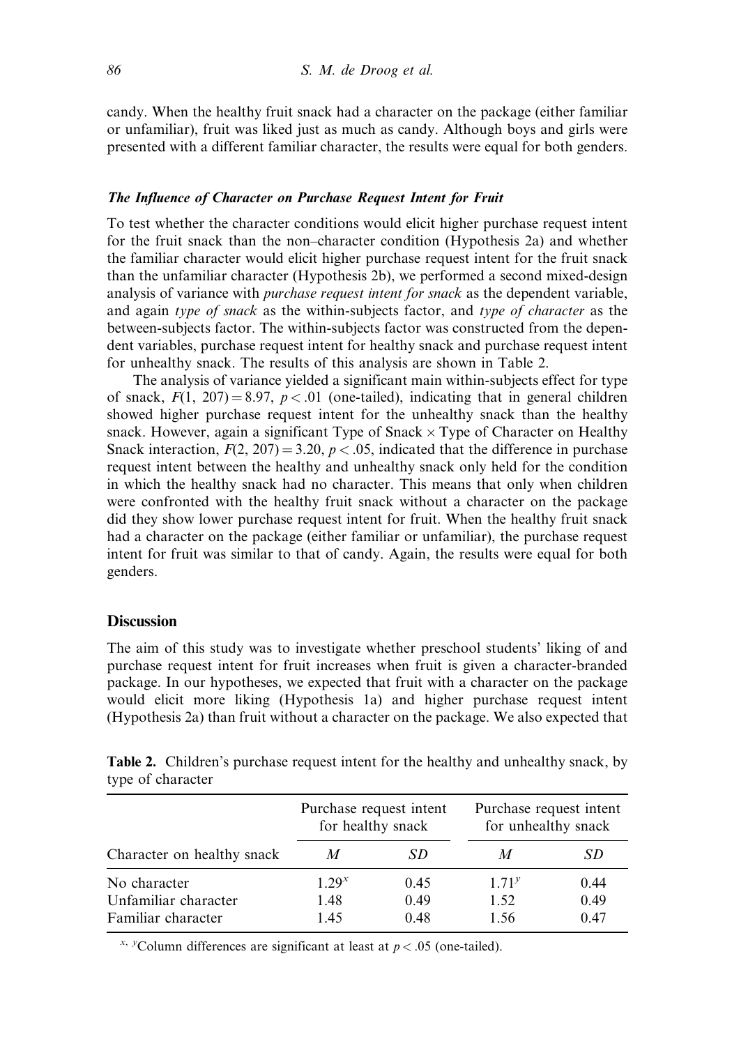candy. When the healthy fruit snack had a character on the package (either familiar or unfamiliar), fruit was liked just as much as candy. Although boys and girls were presented with a different familiar character, the results were equal for both genders.

### *The Influence of Character on Purchase Request Intent for Fruit*

To test whether the character conditions would elicit higher purchase request intent for the fruit snack than the non–character condition (Hypothesis 2a) and whether the familiar character would elicit higher purchase request intent for the fruit snack than the unfamiliar character (Hypothesis 2b), we performed a second mixed-design analysis of variance with *purchase request intent for snack* as the dependent variable, and again *type of snack* as the within-subjects factor, and *type of character* as the between-subjects factor. The within-subjects factor was constructed from the dependent variables, purchase request intent for healthy snack and purchase request intent for unhealthy snack. The results of this analysis are shown in Table 2.

The analysis of variance yielded a significant main within-subjects effect for type of snack, $F(1, 207) = 8.97$, $p < .01$ (one-tailed), indicating that in general children showed higher purchase request intent for the unhealthy snack than the healthy snack. However, again a significant Type of Snack $\times$ Type of Character on Healthy Snack interaction, $F(2, 207) = 3.20$, $p < .05$, indicated that the difference in purchase request intent between the healthy and unhealthy snack only held for the condition in which the healthy snack had no character. This means that only when children were confronted with the healthy fruit snack without a character on the package did they show lower purchase request intent for fruit. When the healthy fruit snack had a character on the package (either familiar or unfamiliar), the purchase request intent for fruit was similar to that of candy. Again, the results were equal for both genders.

## Discussion

The aim of this study was to investigate whether preschool students' liking of and purchase request intent for fruit increases when fruit is given a character-branded package. In our hypotheses, we expected that fruit with a character on the package would elicit more liking (Hypothesis 1a) and higher purchase request intent (Hypothesis 2a) than fruit without a character on the package. We also expected that

**Table 2.** Children's purchase request intent for the healthy and unhealthy snack, by type of character

| | Purchase request intent for healthy snack | | Purchase request intent for unhealthy snack | |
|---|---|---|---|---|
| Character on healthy snack | *M* | *SD* | *M* | *SD* |
| No character | $1.29^{x}$ | 0.45 | $1.71^{y}$ | 0.44 |
| Unfamiliar character | 1.48 | 0.49 | 1.52 | 0.49 |
| Familiar character | 1.45 | 0.48 | 1.56 | 0.47 |

$^{x,\,y}$Column differences are significant at least at $p < .05$ (one-tailed).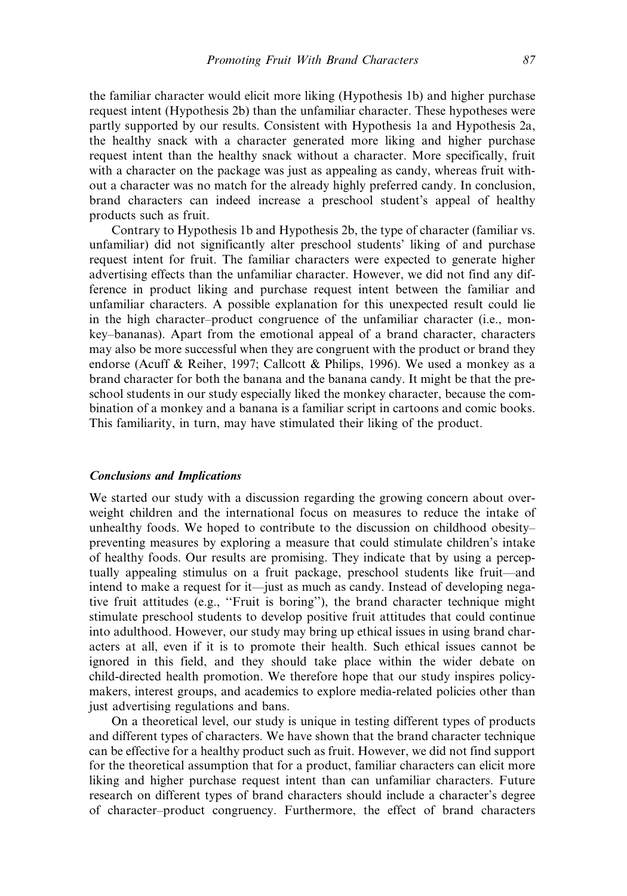the familiar character would elicit more liking (Hypothesis 1b) and higher purchase request intent (Hypothesis 2b) than the unfamiliar character. These hypotheses were partly supported by our results. Consistent with Hypothesis 1a and Hypothesis 2a, the healthy snack with a character generated more liking and higher purchase request intent than the healthy snack without a character. More specifically, fruit with a character on the package was just as appealing as candy, whereas fruit without a character was no match for the already highly preferred candy. In conclusion, brand characters can indeed increase a preschool student's appeal of healthy products such as fruit.

Contrary to Hypothesis 1b and Hypothesis 2b, the type of character (familiar vs. unfamiliar) did not significantly alter preschool students' liking of and purchase request intent for fruit. The familiar characters were expected to generate higher advertising effects than the unfamiliar character. However, we did not find any difference in product liking and purchase request intent between the familiar and unfamiliar characters. A possible explanation for this unexpected result could lie in the high character–product congruence of the unfamiliar character (i.e., monkey–bananas). Apart from the emotional appeal of a brand character, characters may also be more successful when they are congruent with the product or brand they endorse (Acuff & Reiher, 1997; Callcott & Philips, 1996). We used a monkey as a brand character for both the banana and the banana candy. It might be that the preschool students in our study especially liked the monkey character, because the combination of a monkey and a banana is a familiar script in cartoons and comic books. This familiarity, in turn, may have stimulated their liking of the product.

### *Conclusions and Implications*

We started our study with a discussion regarding the growing concern about overweight children and the international focus on measures to reduce the intake of unhealthy foods. We hoped to contribute to the discussion on childhood obesity–preventing measures by exploring a measure that could stimulate children's intake of healthy foods. Our results are promising. They indicate that by using a perceptually appealing stimulus on a fruit package, preschool students like fruit—and intend to make a request for it—just as much as candy. Instead of developing negative fruit attitudes (e.g., ''Fruit is boring''), the brand character technique might stimulate preschool students to develop positive fruit attitudes that could continue into adulthood. However, our study may bring up ethical issues in using brand characters at all, even if it is to promote their health. Such ethical issues cannot be ignored in this field, and they should take place within the wider debate on child-directed health promotion. We therefore hope that our study inspires policymakers, interest groups, and academics to explore media-related policies other than just advertising regulations and bans.

On a theoretical level, our study is unique in testing different types of products and different types of characters. We have shown that the brand character technique can be effective for a healthy product such as fruit. However, we did not find support for the theoretical assumption that for a product, familiar characters can elicit more liking and higher purchase request intent than can unfamiliar characters. Future research on different types of brand characters should include a character's degree of character–product congruency. Furthermore, the effect of brand characters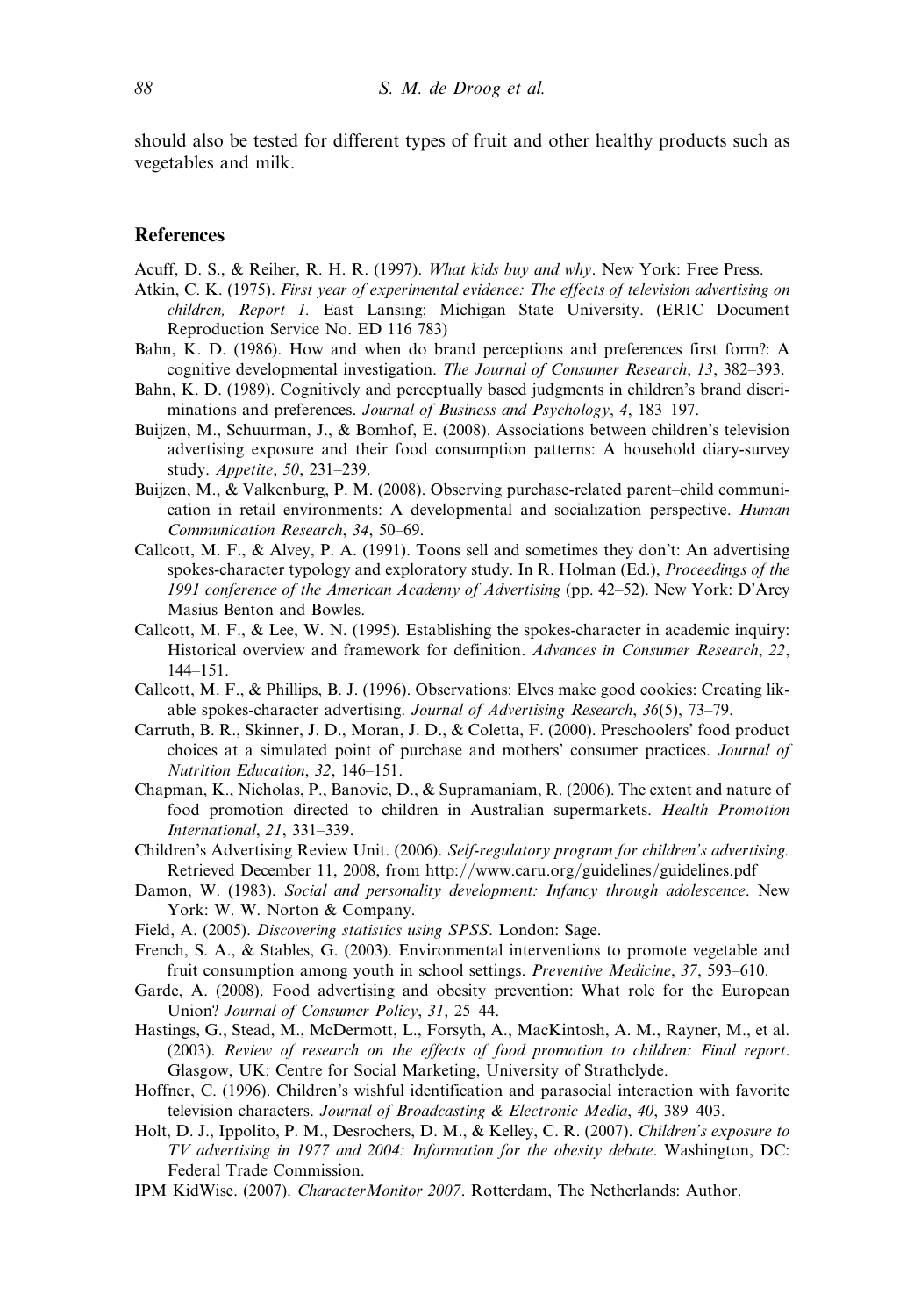should also be tested for different types of fruit and other healthy products such as vegetables and milk.

## References

Acuff, D. S., & Reiher, R. H. R. (1997). *What kids buy and why*. New York: Free Press.

Atkin, C. K. (1975). *First year of experimental evidence: The effects of television advertising on children, Report 1.* East Lansing: Michigan State University. (ERIC Document Reproduction Service No. ED 116 783)

Bahn, K. D. (1986). How and when do brand perceptions and preferences first form?: A cognitive developmental investigation. *The Journal of Consumer Research*, *13*, 382–393.

Bahn, K. D. (1989). Cognitively and perceptually based judgments in children's brand discriminations and preferences. *Journal of Business and Psychology*, *4*, 183–197.

Buijzen, M., Schuurman, J., & Bomhof, E. (2008). Associations between children's television advertising exposure and their food consumption patterns: A household diary-survey study. *Appetite*, *50*, 231–239.

Buijzen, M., & Valkenburg, P. M. (2008). Observing purchase-related parent–child communication in retail environments: A developmental and socialization perspective. *Human Communication Research*, *34*, 50–69.

Callcott, M. F., & Alvey, P. A. (1991). Toons sell and sometimes they don't: An advertising spokes-character typology and exploratory study. In R. Holman (Ed.), *Proceedings of the 1991 conference of the American Academy of Advertising* (pp. 42–52). New York: D'Arcy Masius Benton and Bowles.

Callcott, M. F., & Lee, W. N. (1995). Establishing the spokes-character in academic inquiry: Historical overview and framework for definition. *Advances in Consumer Research*, *22*, 144–151.

Callcott, M. F., & Phillips, B. J. (1996). Observations: Elves make good cookies: Creating likable spokes-character advertising. *Journal of Advertising Research*, *36*(5), 73–79.

Carruth, B. R., Skinner, J. D., Moran, J. D., & Coletta, F. (2000). Preschoolers' food product choices at a simulated point of purchase and mothers' consumer practices. *Journal of Nutrition Education*, *32*, 146–151.

Chapman, K., Nicholas, P., Banovic, D., & Supramaniam, R. (2006). The extent and nature of food promotion directed to children in Australian supermarkets. *Health Promotion International*, *21*, 331–339.

Children's Advertising Review Unit. (2006). *Self-regulatory program for children's advertising.* Retrieved December 11, 2008, from http://www.caru.org/guidelines/guidelines.pdf

Damon, W. (1983). *Social and personality development: Infancy through adolescence*. New York: W. W. Norton & Company.

Field, A. (2005). *Discovering statistics using SPSS*. London: Sage.

French, S. A., & Stables, G. (2003). Environmental interventions to promote vegetable and fruit consumption among youth in school settings. *Preventive Medicine*, *37*, 593–610.

Garde, A. (2008). Food advertising and obesity prevention: What role for the European Union? *Journal of Consumer Policy*, *31*, 25–44.

Hastings, G., Stead, M., McDermott, L., Forsyth, A., MacKintosh, A. M., Rayner, M., et al. (2003). *Review of research on the effects of food promotion to children: Final report*. Glasgow, UK: Centre for Social Marketing, University of Strathclyde.

Hoffner, C. (1996). Children's wishful identification and parasocial interaction with favorite television characters. *Journal of Broadcasting & Electronic Media*, *40*, 389–403.

Holt, D. J., Ippolito, P. M., Desrochers, D. M., & Kelley, C. R. (2007). *Children's exposure to TV advertising in 1977 and 2004: Information for the obesity debate*. Washington, DC: Federal Trade Commission.

IPM KidWise. (2007). *CharacterMonitor 2007*. Rotterdam, The Netherlands: Author.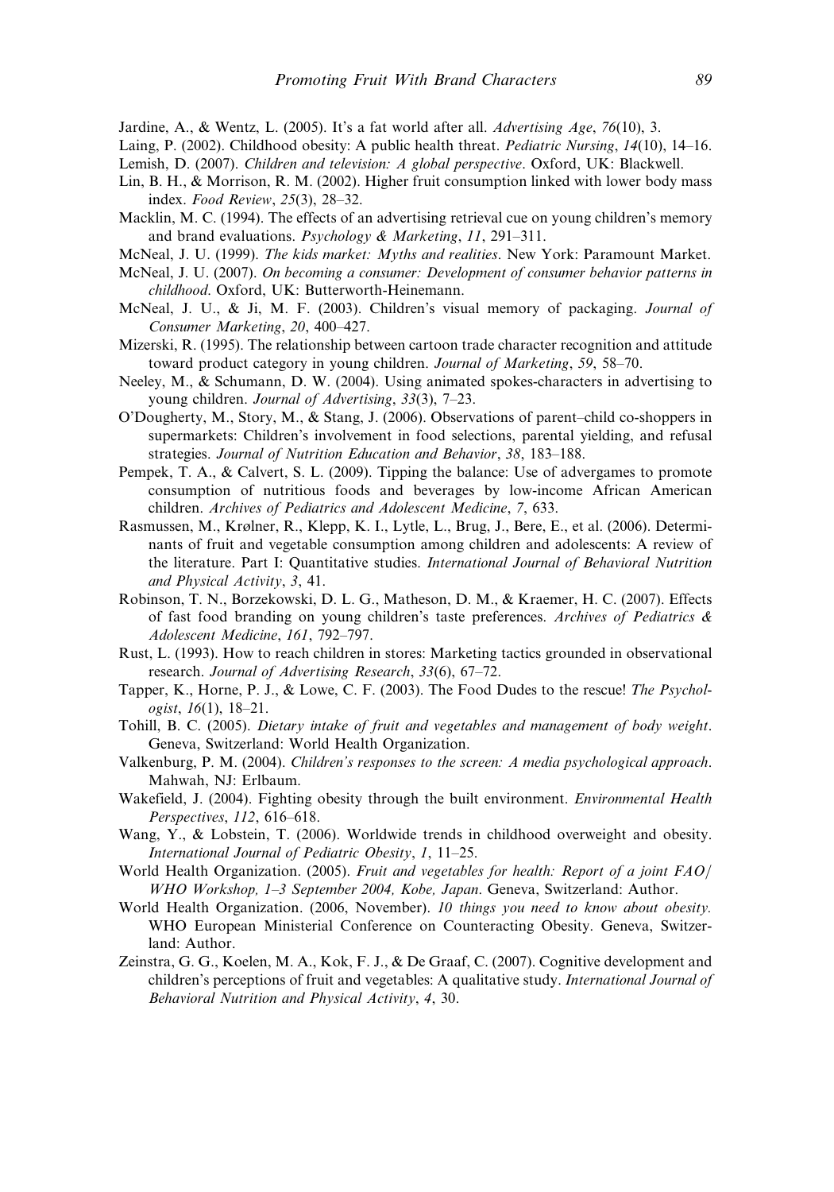Jardine, A., & Wentz, L. (2005). It's a fat world after all. *Advertising Age*, *76*(10), 3.

Laing, P. (2002). Childhood obesity: A public health threat. *Pediatric Nursing*, *14*(10), 14–16.

Lemish, D. (2007). *Children and television: A global perspective*. Oxford, UK: Blackwell.

Lin, B. H., & Morrison, R. M. (2002). Higher fruit consumption linked with lower body mass index. *Food Review*, *25*(3), 28–32.

Macklin, M. C. (1994). The effects of an advertising retrieval cue on young children's memory and brand evaluations. *Psychology & Marketing*, *11*, 291–311.

McNeal, J. U. (1999). *The kids market: Myths and realities*. New York: Paramount Market.

McNeal, J. U. (2007). *On becoming a consumer: Development of consumer behavior patterns in childhood*. Oxford, UK: Butterworth-Heinemann.

McNeal, J. U., & Ji, M. F. (2003). Children's visual memory of packaging. *Journal of Consumer Marketing*, *20*, 400–427.

Mizerski, R. (1995). The relationship between cartoon trade character recognition and attitude toward product category in young children. *Journal of Marketing*, *59*, 58–70.

Neeley, M., & Schumann, D. W. (2004). Using animated spokes-characters in advertising to young children. *Journal of Advertising*, *33*(3), 7–23.

O'Dougherty, M., Story, M., & Stang, J. (2006). Observations of parent–child co-shoppers in supermarkets: Children's involvement in food selections, parental yielding, and refusal strategies. *Journal of Nutrition Education and Behavior*, *38*, 183–188.

Pempek, T. A., & Calvert, S. L. (2009). Tipping the balance: Use of advergames to promote consumption of nutritious foods and beverages by low-income African American children. *Archives of Pediatrics and Adolescent Medicine*, *7*, 633.

Rasmussen, M., Krølner, R., Klepp, K. I., Lytle, L., Brug, J., Bere, E., et al. (2006). Determinants of fruit and vegetable consumption among children and adolescents: A review of the literature. Part I: Quantitative studies. *International Journal of Behavioral Nutrition and Physical Activity*, *3*, 41.

Robinson, T. N., Borzekowski, D. L. G., Matheson, D. M., & Kraemer, H. C. (2007). Effects of fast food branding on young children's taste preferences. *Archives of Pediatrics & Adolescent Medicine*, *161*, 792–797.

Rust, L. (1993). How to reach children in stores: Marketing tactics grounded in observational research. *Journal of Advertising Research*, *33*(6), 67–72.

Tapper, K., Horne, P. J., & Lowe, C. F. (2003). The Food Dudes to the rescue! *The Psychologist*, *16*(1), 18–21.

Tohill, B. C. (2005). *Dietary intake of fruit and vegetables and management of body weight*. Geneva, Switzerland: World Health Organization.

Valkenburg, P. M. (2004). *Children's responses to the screen: A media psychological approach*. Mahwah, NJ: Erlbaum.

Wakefield, J. (2004). Fighting obesity through the built environment. *Environmental Health Perspectives*, *112*, 616–618.

Wang, Y., & Lobstein, T. (2006). Worldwide trends in childhood overweight and obesity. *International Journal of Pediatric Obesity*, *1*, 11–25.

World Health Organization. (2005). *Fruit and vegetables for health: Report of a joint FAO/WHO Workshop, 1–3 September 2004, Kobe, Japan*. Geneva, Switzerland: Author.

World Health Organization. (2006, November). *10 things you need to know about obesity.* WHO European Ministerial Conference on Counteracting Obesity. Geneva, Switzerland: Author.

Zeinstra, G. G., Koelen, M. A., Kok, F. J., & De Graaf, C. (2007). Cognitive development and children's perceptions of fruit and vegetables: A qualitative study. *International Journal of Behavioral Nutrition and Physical Activity*, *4*, 30.